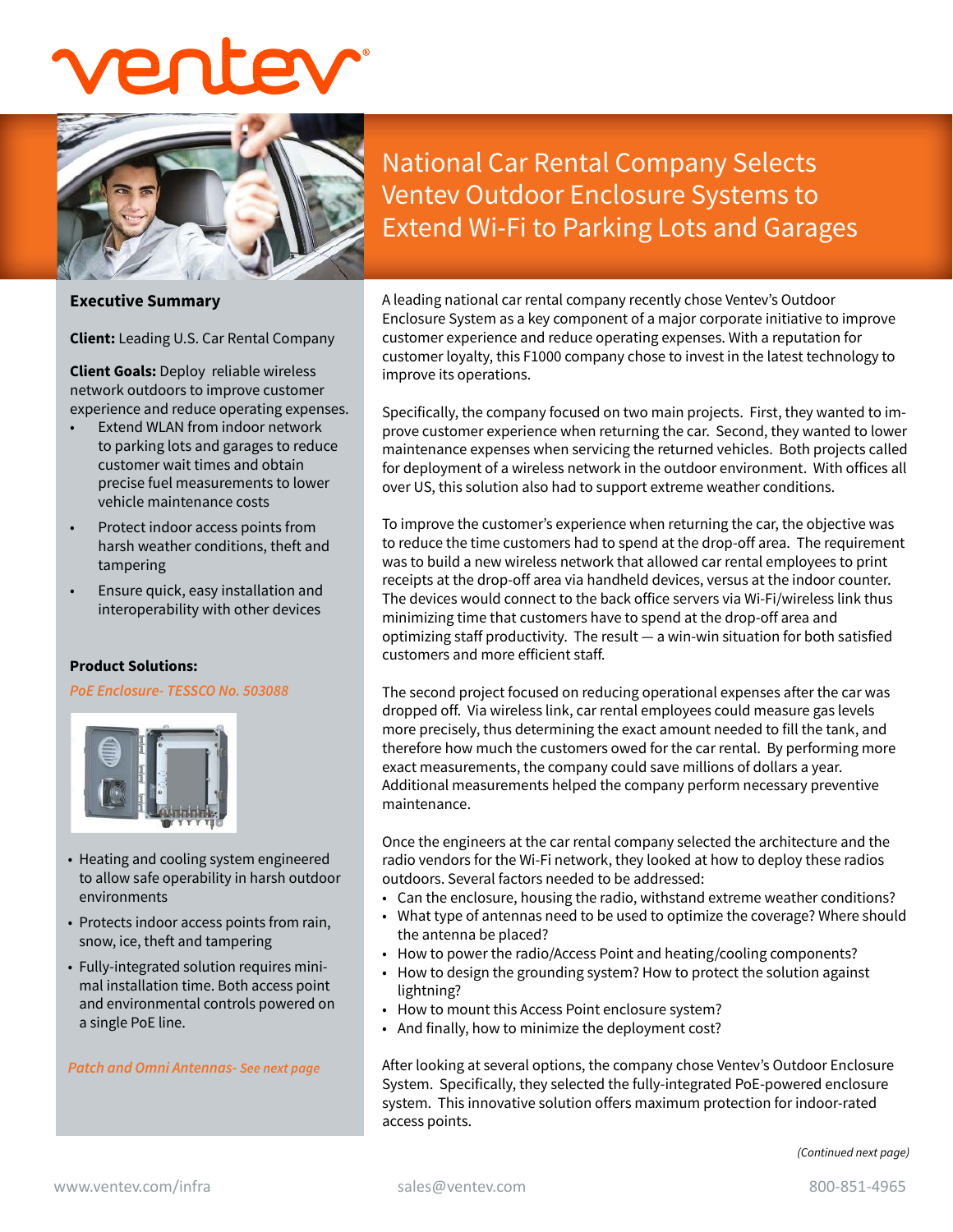# ventev

# National Car Rental Company Selects Ventev Outdoor Enclosure Systems to Extend Wi-Fi to Parking Lots and Garages

A leading national car rental company recently chose Ventev's Outdoor Enclosure System as a key component of a major corporate initiative to improve customer experience and reduce operating expenses. With a reputation for customer loyalty, this F1000 company chose to invest in the latest technology to improve its operations.

Specifically, the company focused on two main projects. First, they wanted to improve customer experience when returning the car. Second, they wanted to lower maintenance expenses when servicing the returned vehicles. Both projects called for deployment of a wireless network in the outdoor environment. With offices all over US, this solution also had to support extreme weather conditions.

To improve the customer's experience when returning the car, the objective was to reduce the time customers had to spend at the drop-off area. The requirement was to build a new wireless network that allowed car rental employees to print receipts at the drop-off area via handheld devices, versus at the indoor counter. The devices would connect to the back office servers via Wi-Fi/wireless link thus minimizing time that customers have to spend at the drop-off area and optimizing staff productivity. The result — a win-win situation for both satisfied customers and more efficient staff.

The second project focused on reducing operational expenses after the car was dropped off. Via wireless link, car rental employees could measure gas levels more precisely, thus determining the exact amount needed to fill the tank, and therefore how much the customers owed for the car rental. By performing more exact measurements, the company could save millions of dollars a year. Additional measurements helped the company perform necessary preventive maintenance.

Once the engineers at the car rental company selected the architecture and the radio vendors for the Wi-Fi network, they looked at how to deploy these radios outdoors. Several factors needed to be addressed:

- Can the enclosure, housing the radio, withstand extreme weather conditions?
- What type of antennas need to be used to optimize the coverage? Where should the antenna be placed?
- How to power the radio/Access Point and heating/cooling components?
- How to design the grounding system? How to protect the solution against lightning?
- How to mount this Access Point enclosure system?
- And finally, how to minimize the deployment cost?

After looking at several options, the company chose Ventev's Outdoor Enclosure System. Specifically, they selected the fully-integrated PoE-powered enclosure system. This innovative solution offers maximum protection for indoor-rated access points.

*(Continued next page)*

## Executive Summary

**Client:** Leading U.S. Car Rental Company

**Client Goals:** Deploy reliable wireless network outdoors to improve customer experience and reduce operating expenses.

- Extend WLAN from indoor network to parking lots and garages to reduce customer wait times and obtain precise fuel measurements to lower vehicle maintenance costs
- Protect indoor access points from harsh weather conditions, theft and tampering
- Ensure quick, easy installation and interoperability with other devices

**Product Solutions:**

*PoE Enclosure- TESSCO No. 503088*

- Heating and cooling system engineered to allow safe operability in harsh outdoor environments
- Protects indoor access points from rain, snow, ice, theft and tampering
- Fully-integrated solution requires minimal installation time. Both access point and environmental controls powered on a single PoE line.

*Patch and Omni Antennas- See next page*

www.ventev.com/infra sales@ventev.com 800-851-4965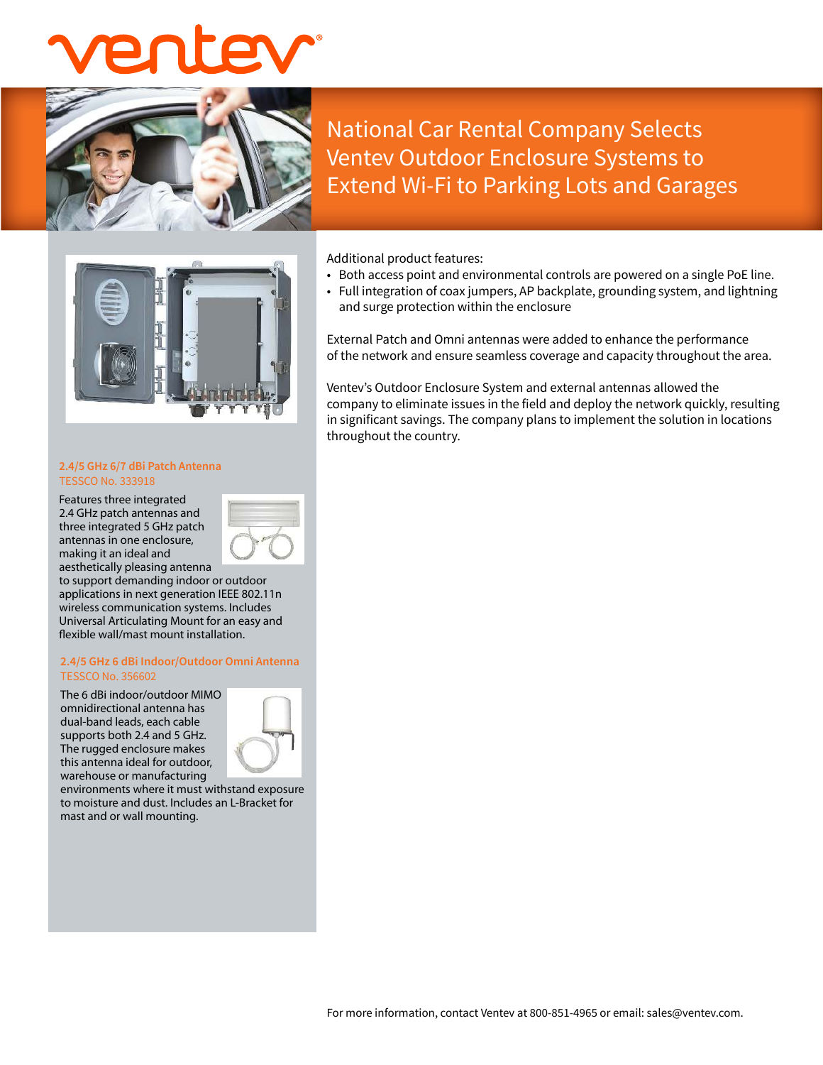# National Car Rental Company Selects Ventev Outdoor Enclosure Systems to Extend Wi-Fi to Parking Lots and Garages

Additional product features:

- Both access point and environmental controls are powered on a single PoE line.
- Full integration of coax jumpers, AP backplate, grounding system, and lightning and surge protection within the enclosure

External Patch and Omni antennas were added to enhance the performance of the network and ensure seamless coverage and capacity throughout the area.

Ventev's Outdoor Enclosure System and external antennas allowed the company to eliminate issues in the field and deploy the network quickly, resulting in significant savings. The company plans to implement the solution in locations throughout the country.

### 2.4/5 GHz 6/7 dBi Patch Antenna

TESSCO No. 333918

Features three integrated 2.4 GHz patch antennas and three integrated 5 GHz patch antennas in one enclosure, making it an ideal and aesthetically pleasing antenna to support demanding indoor or outdoor applications in next generation IEEE 802.11n wireless communication systems. Includes Universal Articulating Mount for an easy and flexible wall/mast mount installation.

### 2.4/5 GHz 6 dBi Indoor/Outdoor Omni Antenna

TESSCO No. 356602

The 6 dBi indoor/outdoor MIMO omnidirectional antenna has dual-band leads, each cable supports both 2.4 and 5 GHz. The rugged enclosure makes this antenna ideal for outdoor, warehouse or manufacturing environments where it must withstand exposure to moisture and dust. Includes an L-Bracket for mast and or wall mounting.

For more information, contact Ventev at 800-851-4965 or email: sales@ventev.com.